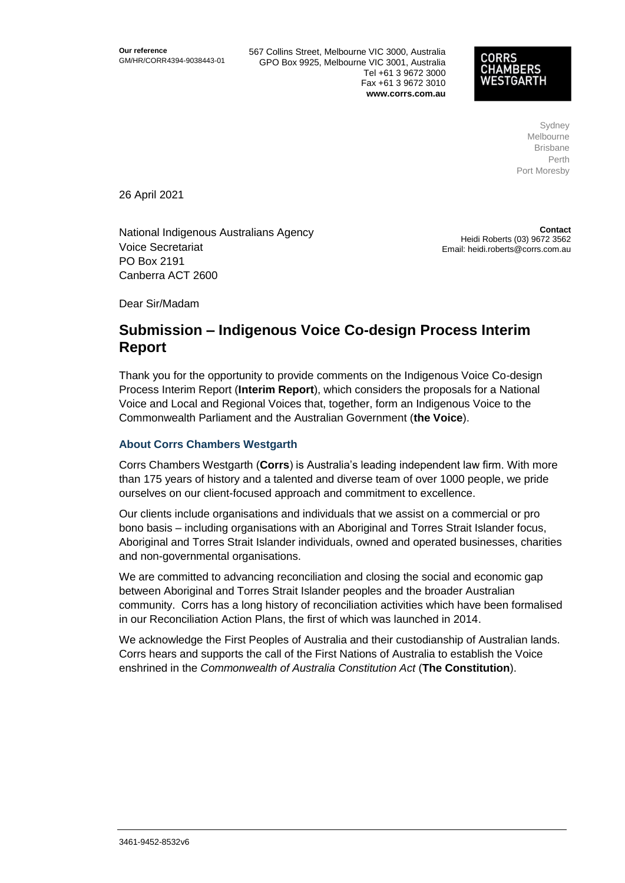**Our reference**
GM/HR/CORR4394-9038443-01

567 Collins Street, Melbourne VIC 3000, Australia
GPO Box 9925, Melbourne VIC 3001, Australia
Tel +61 3 9672 3000
Fax +61 3 9672 3010
**www.corrs.com.au**

CORRS CHAMBERS WESTGARTH

Sydney
Melbourne
Brisbane
Perth
Port Moresby

26 April 2021

National Indigenous Australians Agency
Voice Secretariat
PO Box 2191
Canberra ACT 2600

**Contact**
Heidi Roberts (03) 9672 3562
Email: heidi.roberts@corrs.com.au

Dear Sir/Madam

# Submission – Indigenous Voice Co-design Process Interim Report

Thank you for the opportunity to provide comments on the Indigenous Voice Co-design Process Interim Report (**Interim Report**), which considers the proposals for a National Voice and Local and Regional Voices that, together, form an Indigenous Voice to the Commonwealth Parliament and the Australian Government (**the Voice**).

### About Corrs Chambers Westgarth

Corrs Chambers Westgarth (**Corrs**) is Australia's leading independent law firm. With more than 175 years of history and a talented and diverse team of over 1000 people, we pride ourselves on our client-focused approach and commitment to excellence.

Our clients include organisations and individuals that we assist on a commercial or pro bono basis – including organisations with an Aboriginal and Torres Strait Islander focus, Aboriginal and Torres Strait Islander individuals, owned and operated businesses, charities and non-governmental organisations.

We are committed to advancing reconciliation and closing the social and economic gap between Aboriginal and Torres Strait Islander peoples and the broader Australian community. Corrs has a long history of reconciliation activities which have been formalised in our Reconciliation Action Plans, the first of which was launched in 2014.

We acknowledge the First Peoples of Australia and their custodianship of Australian lands. Corrs hears and supports the call of the First Nations of Australia to establish the Voice enshrined in the *Commonwealth of Australia Constitution Act* (**The Constitution**).

3461-9452-8532v6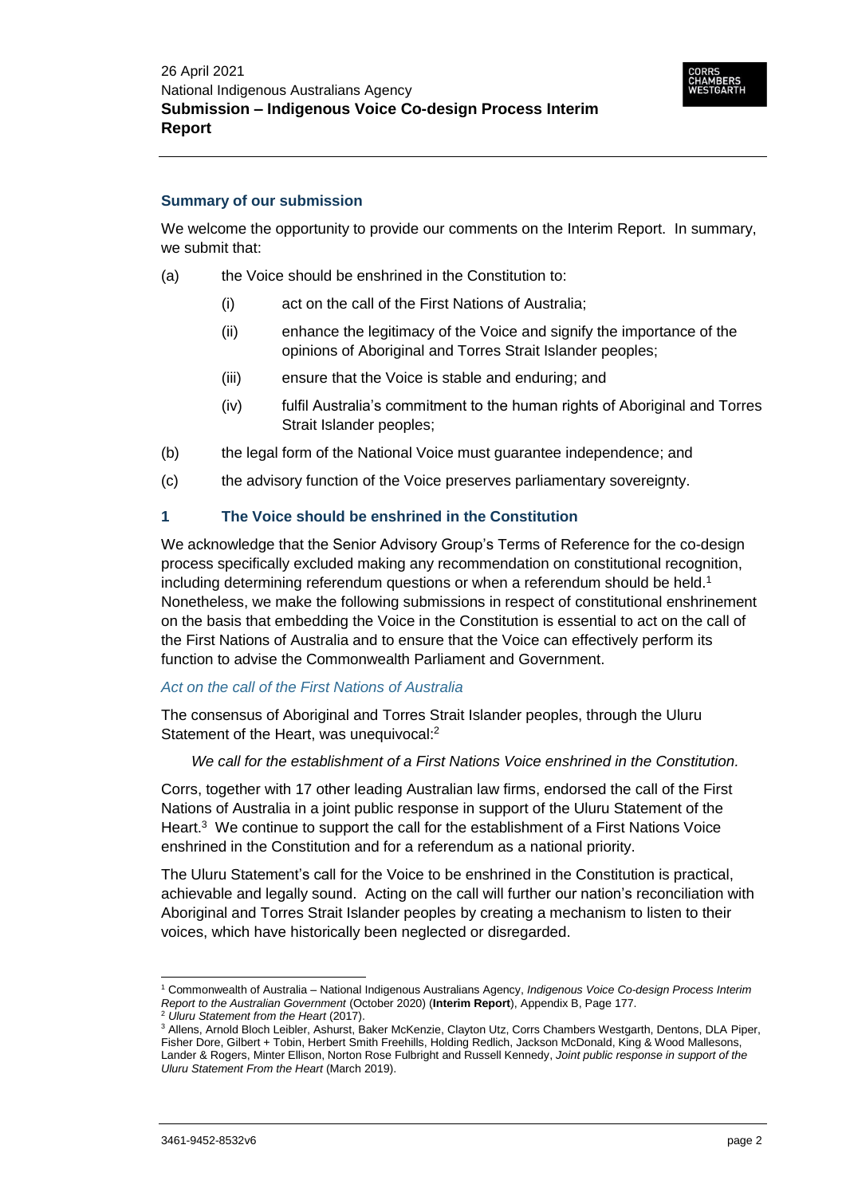## Summary of our submission

We welcome the opportunity to provide our comments on the Interim Report. In summary, we submit that:

(a) the Voice should be enshrined in the Constitution to:

   (i) act on the call of the First Nations of Australia;

   (ii) enhance the legitimacy of the Voice and signify the importance of the opinions of Aboriginal and Torres Strait Islander peoples;

   (iii) ensure that the Voice is stable and enduring; and

   (iv) fulfil Australia's commitment to the human rights of Aboriginal and Torres Strait Islander peoples;

(b) the legal form of the National Voice must guarantee independence; and

(c) the advisory function of the Voice preserves parliamentary sovereignty.

## 1 The Voice should be enshrined in the Constitution

We acknowledge that the Senior Advisory Group's Terms of Reference for the co-design process specifically excluded making any recommendation on constitutional recognition, including determining referendum questions or when a referendum should be held.[1] Nonetheless, we make the following submissions in respect of constitutional enshrinement on the basis that embedding the Voice in the Constitution is essential to act on the call of the First Nations of Australia and to ensure that the Voice can effectively perform its function to advise the Commonwealth Parliament and Government.

### *Act on the call of the First Nations of Australia*

The consensus of Aboriginal and Torres Strait Islander peoples, through the Uluru Statement of the Heart, was unequivocal:[2]

> *We call for the establishment of a First Nations Voice enshrined in the Constitution.*

Corrs, together with 17 other leading Australian law firms, endorsed the call of the First Nations of Australia in a joint public response in support of the Uluru Statement of the Heart.[3] We continue to support the call for the establishment of a First Nations Voice enshrined in the Constitution and for a referendum as a national priority.

The Uluru Statement's call for the Voice to be enshrined in the Constitution is practical, achievable and legally sound. Acting on the call will further our nation's reconciliation with Aboriginal and Torres Strait Islander peoples by creating a mechanism to listen to their voices, which have historically been neglected or disregarded.

---

[1] Commonwealth of Australia – National Indigenous Australians Agency, *Indigenous Voice Co-design Process Interim Report to the Australian Government* (October 2020) (**Interim Report**), Appendix B, Page 177.

[2] *Uluru Statement from the Heart* (2017).

[3] Allens, Arnold Bloch Leibler, Ashurst, Baker McKenzie, Clayton Utz, Corrs Chambers Westgarth, Dentons, DLA Piper, Fisher Dore, Gilbert + Tobin, Herbert Smith Freehills, Holding Redlich, Jackson McDonald, King & Wood Mallesons, Lander & Rogers, Minter Ellison, Norton Rose Fulbright and Russell Kennedy, *Joint public response in support of the Uluru Statement From the Heart* (March 2019).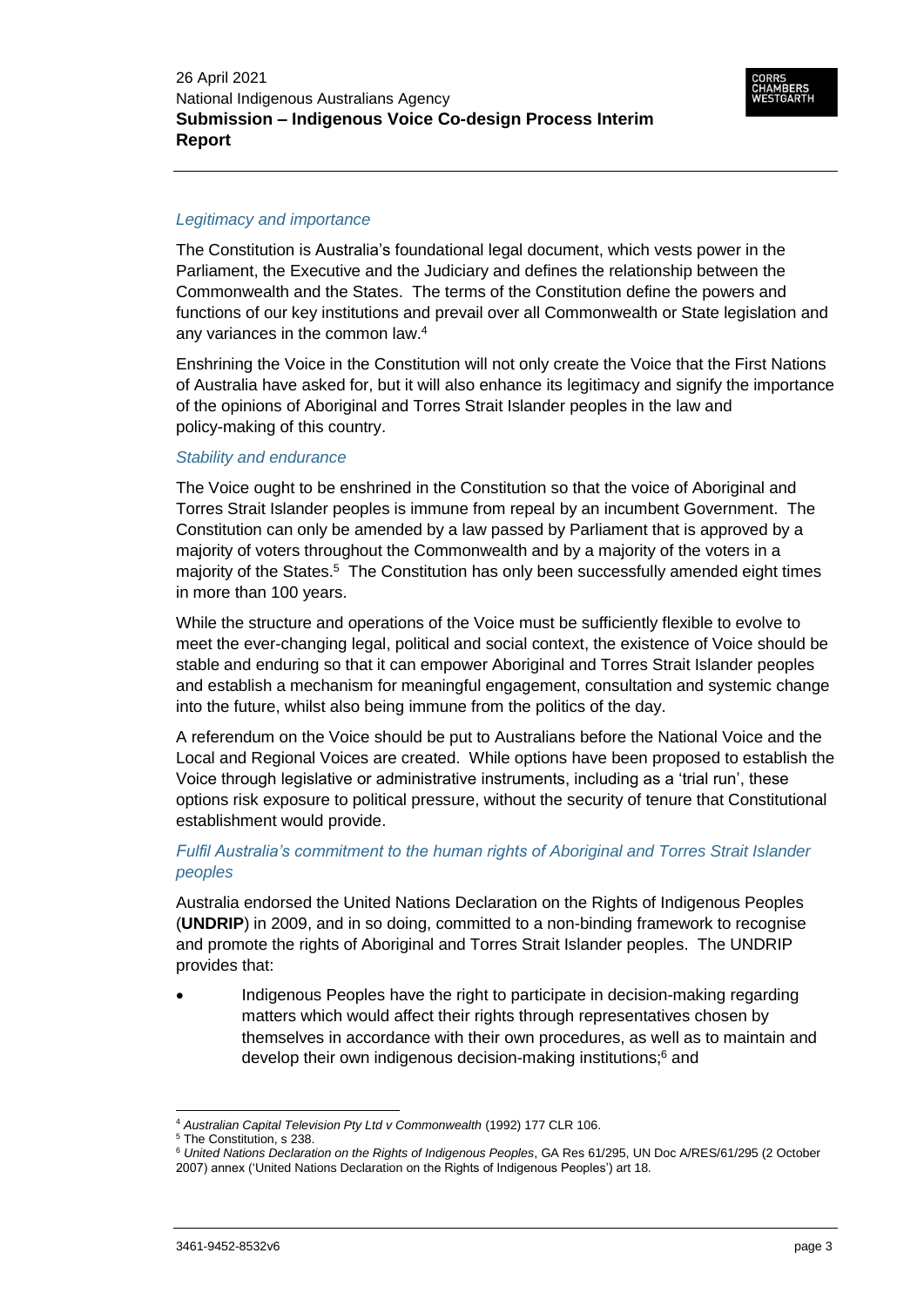### *Legitimacy and importance*

The Constitution is Australia's foundational legal document, which vests power in the Parliament, the Executive and the Judiciary and defines the relationship between the Commonwealth and the States. The terms of the Constitution define the powers and functions of our key institutions and prevail over all Commonwealth or State legislation and any variances in the common law.[4]

Enshrining the Voice in the Constitution will not only create the Voice that the First Nations of Australia have asked for, but it will also enhance its legitimacy and signify the importance of the opinions of Aboriginal and Torres Strait Islander peoples in the law and policy-making of this country.

### *Stability and endurance*

The Voice ought to be enshrined in the Constitution so that the voice of Aboriginal and Torres Strait Islander peoples is immune from repeal by an incumbent Government. The Constitution can only be amended by a law passed by Parliament that is approved by a majority of voters throughout the Commonwealth and by a majority of the voters in a majority of the States.[5] The Constitution has only been successfully amended eight times in more than 100 years.

While the structure and operations of the Voice must be sufficiently flexible to evolve to meet the ever-changing legal, political and social context, the existence of Voice should be stable and enduring so that it can empower Aboriginal and Torres Strait Islander peoples and establish a mechanism for meaningful engagement, consultation and systemic change into the future, whilst also being immune from the politics of the day.

A referendum on the Voice should be put to Australians before the National Voice and the Local and Regional Voices are created. While options have been proposed to establish the Voice through legislative or administrative instruments, including as a 'trial run', these options risk exposure to political pressure, without the security of tenure that Constitutional establishment would provide.

### *Fulfil Australia's commitment to the human rights of Aboriginal and Torres Strait Islander peoples*

Australia endorsed the United Nations Declaration on the Rights of Indigenous Peoples (**UNDRIP**) in 2009, and in so doing, committed to a non-binding framework to recognise and promote the rights of Aboriginal and Torres Strait Islander peoples. The UNDRIP provides that:

- Indigenous Peoples have the right to participate in decision-making regarding matters which would affect their rights through representatives chosen by themselves in accordance with their own procedures, as well as to maintain and develop their own indigenous decision-making institutions;[6] and

---

[4] *Australian Capital Television Pty Ltd v Commonwealth* (1992) 177 CLR 106.

[5] The Constitution, s 238.

[6] *United Nations Declaration on the Rights of Indigenous Peoples*, GA Res 61/295, UN Doc A/RES/61/295 (2 October 2007) annex ('United Nations Declaration on the Rights of Indigenous Peoples') art 18.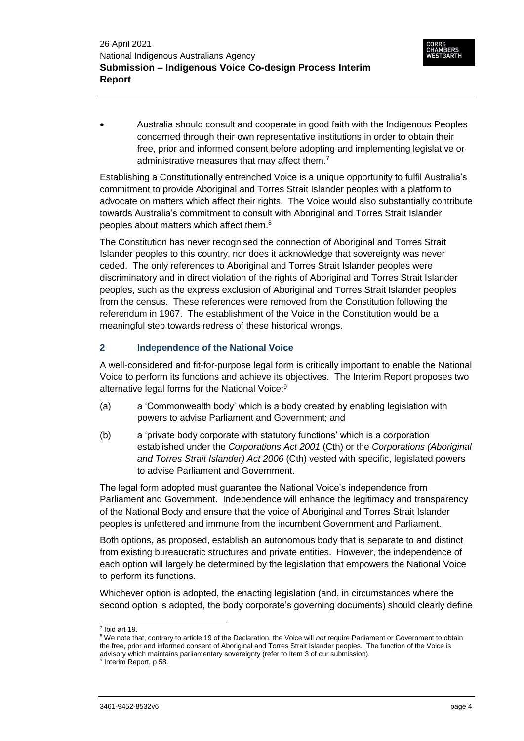- Australia should consult and cooperate in good faith with the Indigenous Peoples concerned through their own representative institutions in order to obtain their free, prior and informed consent before adopting and implementing legislative or administrative measures that may affect them.[7]

Establishing a Constitutionally entrenched Voice is a unique opportunity to fulfil Australia's commitment to provide Aboriginal and Torres Strait Islander peoples with a platform to advocate on matters which affect their rights. The Voice would also substantially contribute towards Australia's commitment to consult with Aboriginal and Torres Strait Islander peoples about matters which affect them.[8]

The Constitution has never recognised the connection of Aboriginal and Torres Strait Islander peoples to this country, nor does it acknowledge that sovereignty was never ceded. The only references to Aboriginal and Torres Strait Islander peoples were discriminatory and in direct violation of the rights of Aboriginal and Torres Strait Islander peoples, such as the express exclusion of Aboriginal and Torres Strait Islander peoples from the census. These references were removed from the Constitution following the referendum in 1967. The establishment of the Voice in the Constitution would be a meaningful step towards redress of these historical wrongs.

## 2 Independence of the National Voice

A well-considered and fit-for-purpose legal form is critically important to enable the National Voice to perform its functions and achieve its objectives. The Interim Report proposes two alternative legal forms for the National Voice:[9]

(a) a 'Commonwealth body' which is a body created by enabling legislation with powers to advise Parliament and Government; and

(b) a 'private body corporate with statutory functions' which is a corporation established under the *Corporations Act 2001* (Cth) or the *Corporations (Aboriginal and Torres Strait Islander) Act 2006* (Cth) vested with specific, legislated powers to advise Parliament and Government.

The legal form adopted must guarantee the National Voice's independence from Parliament and Government. Independence will enhance the legitimacy and transparency of the National Body and ensure that the voice of Aboriginal and Torres Strait Islander peoples is unfettered and immune from the incumbent Government and Parliament.

Both options, as proposed, establish an autonomous body that is separate to and distinct from existing bureaucratic structures and private entities. However, the independence of each option will largely be determined by the legislation that empowers the National Voice to perform its functions.

Whichever option is adopted, the enacting legislation (and, in circumstances where the second option is adopted, the body corporate's governing documents) should clearly define

---

[7] Ibid art 19.

[8] We note that, contrary to article 19 of the Declaration, the Voice will *not* require Parliament or Government to obtain the free, prior and informed consent of Aboriginal and Torres Strait Islander peoples. The function of the Voice is advisory which maintains parliamentary sovereignty (refer to Item 3 of our submission).

[9] Interim Report, p 58.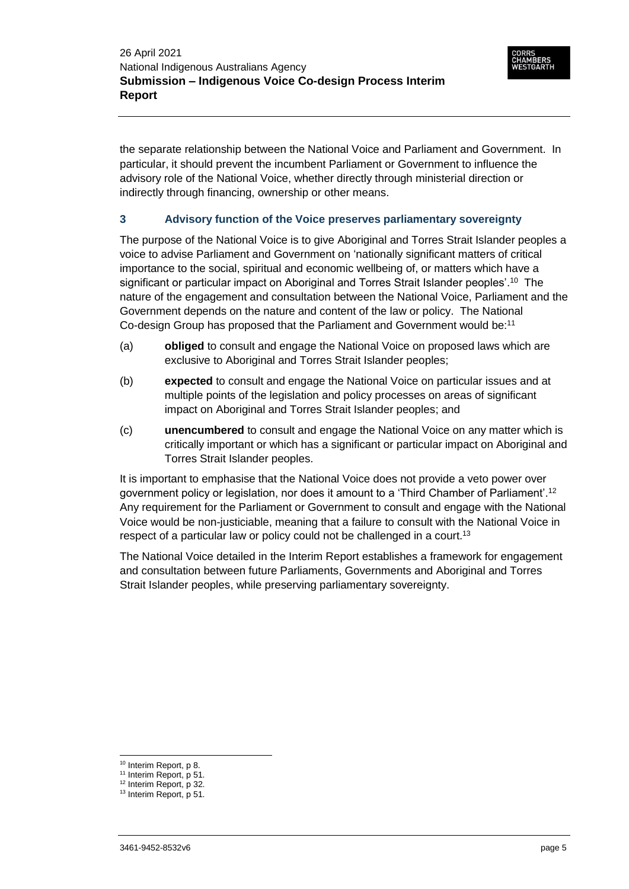the separate relationship between the National Voice and Parliament and Government. In particular, it should prevent the incumbent Parliament or Government to influence the advisory role of the National Voice, whether directly through ministerial direction or indirectly through financing, ownership or other means.

## 3 Advisory function of the Voice preserves parliamentary sovereignty

The purpose of the National Voice is to give Aboriginal and Torres Strait Islander peoples a voice to advise Parliament and Government on 'nationally significant matters of critical importance to the social, spiritual and economic wellbeing of, or matters which have a significant or particular impact on Aboriginal and Torres Strait Islander peoples'.[10] The nature of the engagement and consultation between the National Voice, Parliament and the Government depends on the nature and content of the law or policy. The National Co-design Group has proposed that the Parliament and Government would be:[11]

(a) **obliged** to consult and engage the National Voice on proposed laws which are exclusive to Aboriginal and Torres Strait Islander peoples;

(b) **expected** to consult and engage the National Voice on particular issues and at multiple points of the legislation and policy processes on areas of significant impact on Aboriginal and Torres Strait Islander peoples; and

(c) **unencumbered** to consult and engage the National Voice on any matter which is critically important or which has a significant or particular impact on Aboriginal and Torres Strait Islander peoples.

It is important to emphasise that the National Voice does not provide a veto power over government policy or legislation, nor does it amount to a 'Third Chamber of Parliament'.[12] Any requirement for the Parliament or Government to consult and engage with the National Voice would be non-justiciable, meaning that a failure to consult with the National Voice in respect of a particular law or policy could not be challenged in a court.[13]

The National Voice detailed in the Interim Report establishes a framework for engagement and consultation between future Parliaments, Governments and Aboriginal and Torres Strait Islander peoples, while preserving parliamentary sovereignty.

---

[10] Interim Report, p 8.
[11] Interim Report, p 51.
[12] Interim Report, p 32.
[13] Interim Report, p 51.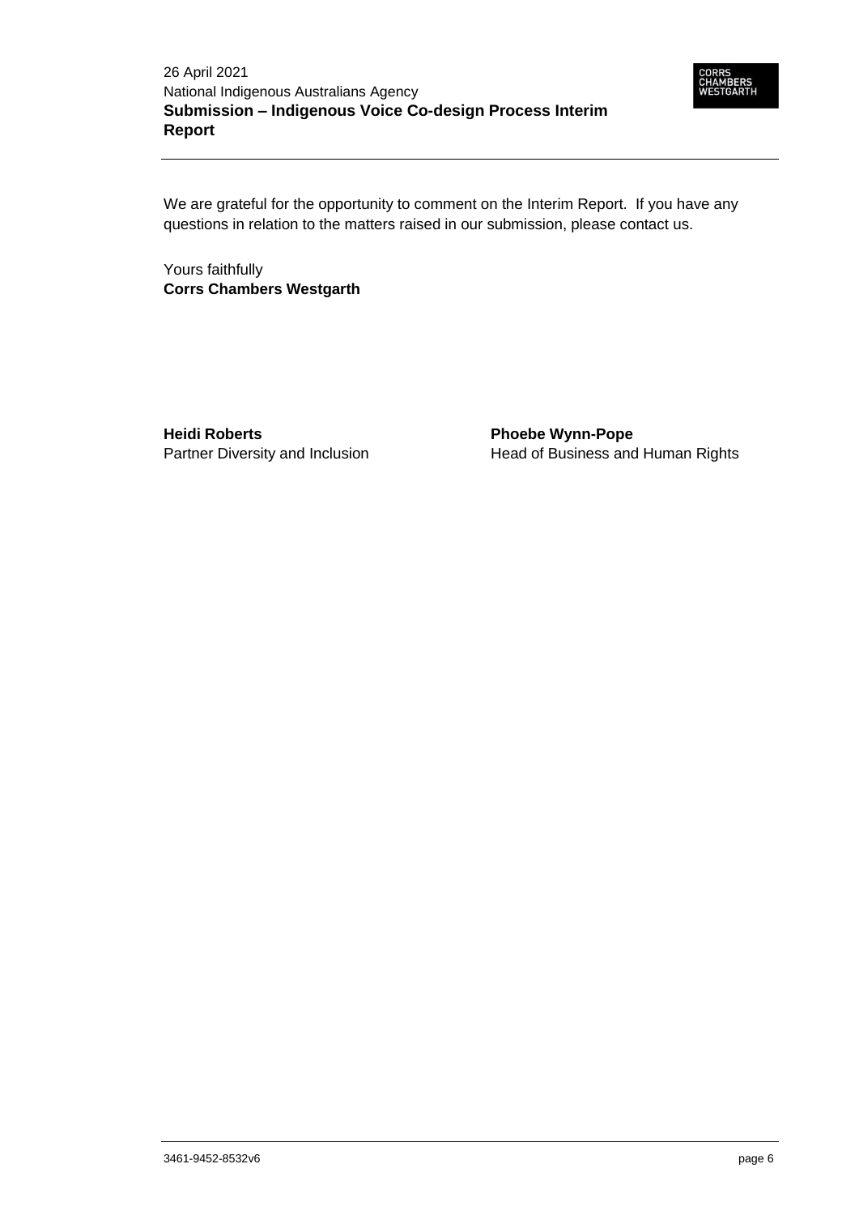We are grateful for the opportunity to comment on the Interim Report. If you have any questions in relation to the matters raised in our submission, please contact us.

Yours faithfully
**Corrs Chambers Westgarth**

**Heidi Roberts**
Partner Diversity and Inclusion

**Phoebe Wynn-Pope**
Head of Business and Human Rights